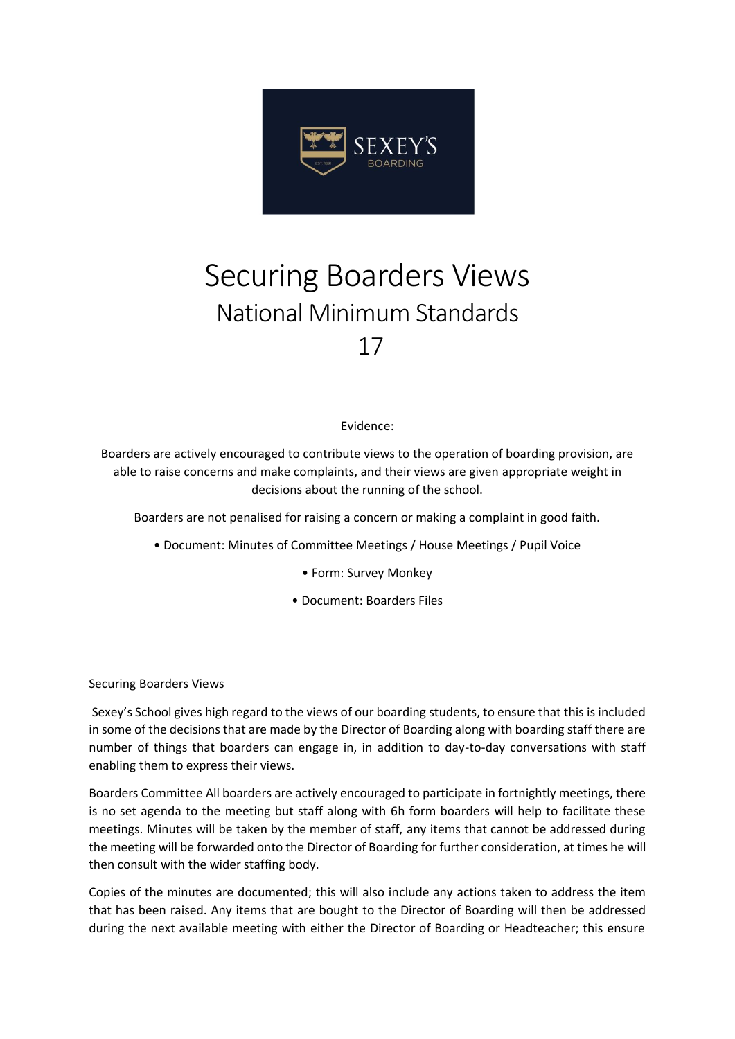# Securing Boarders Views

## National Minimum Standards

## 17

Evidence:

Boarders are actively encouraged to contribute views to the operation of boarding provision, are able to raise concerns and make complaints, and their views are given appropriate weight in decisions about the running of the school.

Boarders are not penalised for raising a concern or making a complaint in good faith.

• Document: Minutes of Committee Meetings / House Meetings / Pupil Voice

• Form: Survey Monkey

• Document: Boarders Files

Securing Boarders Views

Sexey's School gives high regard to the views of our boarding students, to ensure that this is included in some of the decisions that are made by the Director of Boarding along with boarding staff there are number of things that boarders can engage in, in addition to day-to-day conversations with staff enabling them to express their views.

Boarders Committee All boarders are actively encouraged to participate in fortnightly meetings, there is no set agenda to the meeting but staff along with 6h form boarders will help to facilitate these meetings. Minutes will be taken by the member of staff, any items that cannot be addressed during the meeting will be forwarded onto the Director of Boarding for further consideration, at times he will then consult with the wider staffing body.

Copies of the minutes are documented; this will also include any actions taken to address the item that has been raised. Any items that are bought to the Director of Boarding will then be addressed during the next available meeting with either the Director of Boarding or Headteacher; this ensure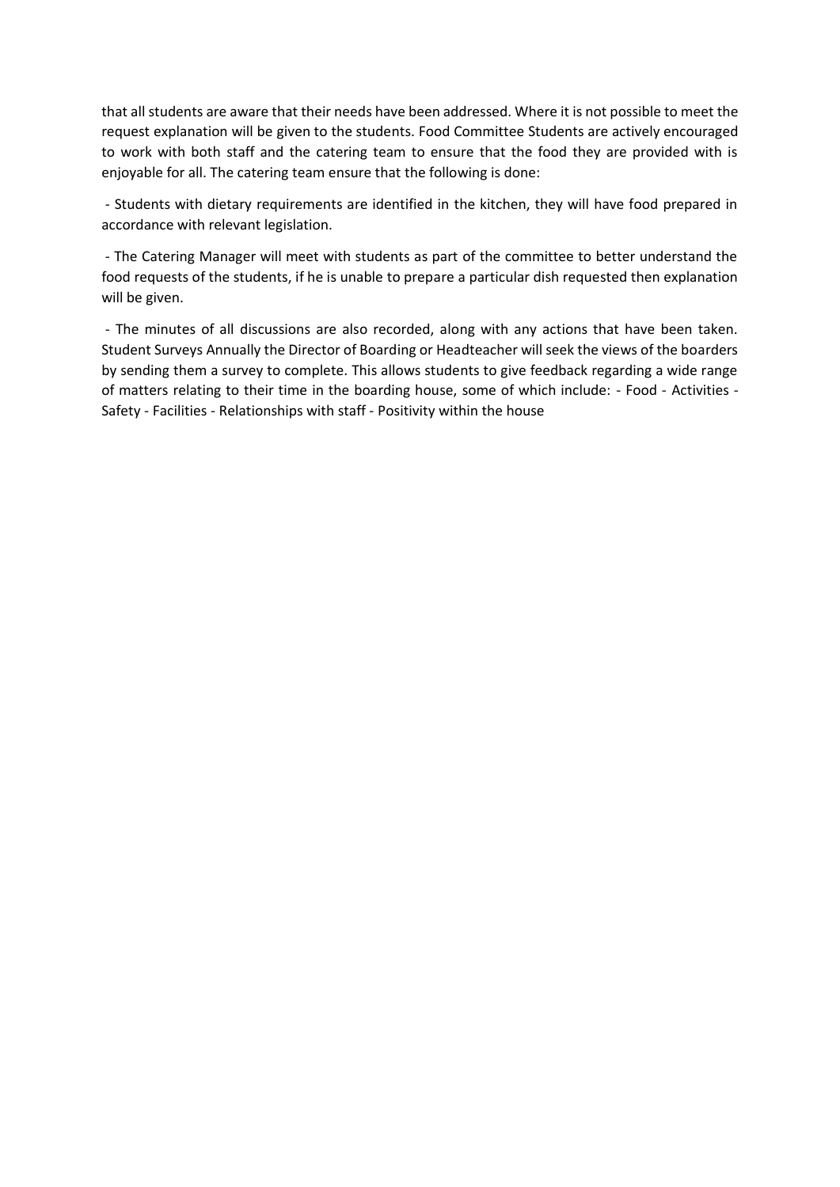that all students are aware that their needs have been addressed. Where it is not possible to meet the request explanation will be given to the students. Food Committee Students are actively encouraged to work with both staff and the catering team to ensure that the food they are provided with is enjoyable for all. The catering team ensure that the following is done:

- Students with dietary requirements are identified in the kitchen, they will have food prepared in accordance with relevant legislation.

- The Catering Manager will meet with students as part of the committee to better understand the food requests of the students, if he is unable to prepare a particular dish requested then explanation will be given.

- The minutes of all discussions are also recorded, along with any actions that have been taken. Student Surveys Annually the Director of Boarding or Headteacher will seek the views of the boarders by sending them a survey to complete. This allows students to give feedback regarding a wide range of matters relating to their time in the boarding house, some of which include: - Food - Activities - Safety - Facilities - Relationships with staff - Positivity within the house